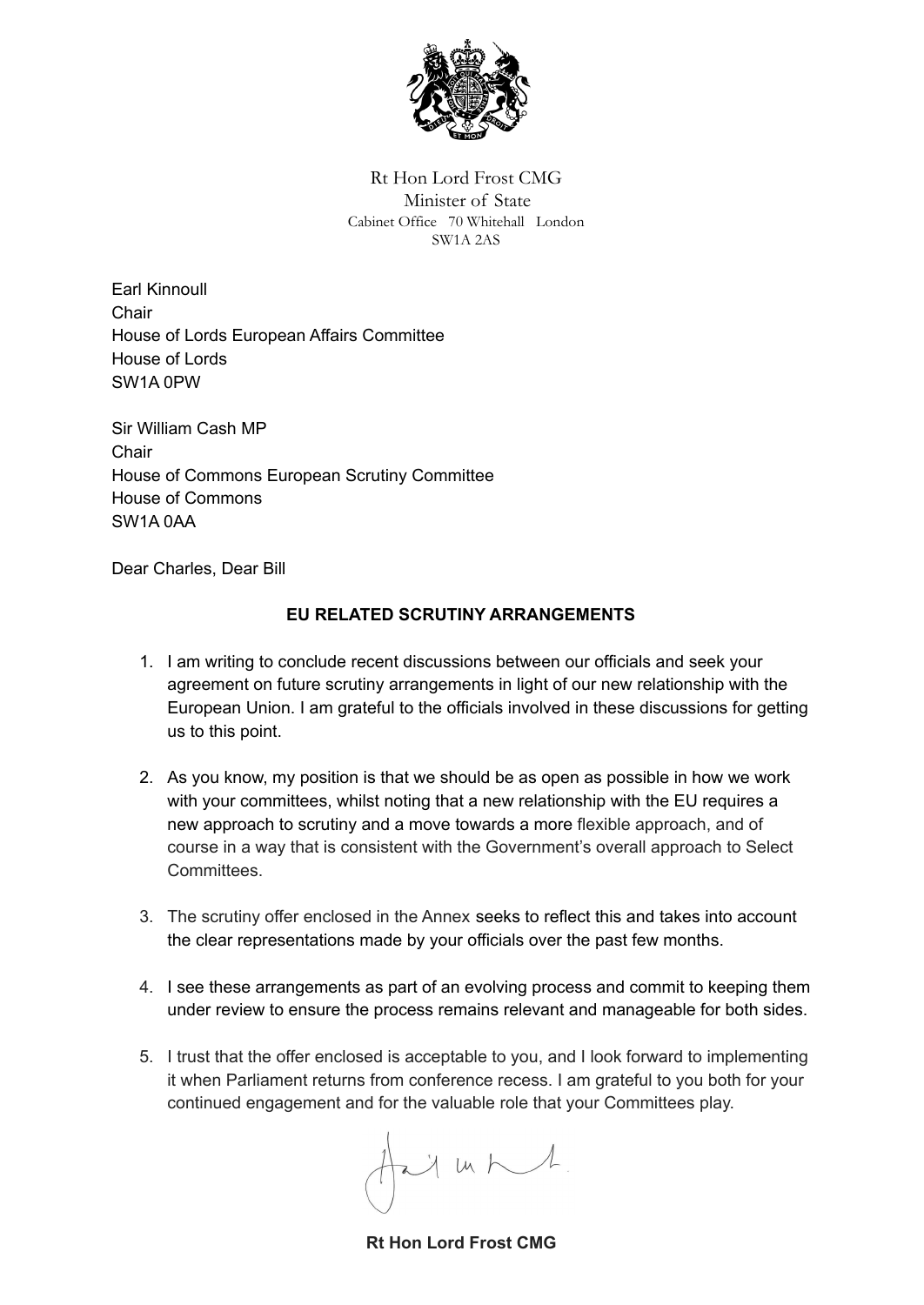Rt Hon Lord Frost CMG
Minister of State
Cabinet Office 70 Whitehall London
SW1A 2AS

Earl Kinnoull
Chair
House of Lords European Affairs Committee
House of Lords
SW1A 0PW

Sir William Cash MP
Chair
House of Commons European Scrutiny Committee
House of Commons
SW1A 0AA

Dear Charles, Dear Bill

**EU RELATED SCRUTINY ARRANGEMENTS**

1. I am writing to conclude recent discussions between our officials and seek your agreement on future scrutiny arrangements in light of our new relationship with the European Union. I am grateful to the officials involved in these discussions for getting us to this point.

2. As you know, my position is that we should be as open as possible in how we work with your committees, whilst noting that a new relationship with the EU requires a new approach to scrutiny and a move towards a more flexible approach, and of course in a way that is consistent with the Government's overall approach to Select Committees.

3. The scrutiny offer enclosed in the Annex seeks to reflect this and takes into account the clear representations made by your officials over the past few months.

4. I see these arrangements as part of an evolving process and commit to keeping them under review to ensure the process remains relevant and manageable for both sides.

5. I trust that the offer enclosed is acceptable to you, and I look forward to implementing it when Parliament returns from conference recess. I am grateful to you both for your continued engagement and for the valuable role that your Committees play.

**Rt Hon Lord Frost CMG**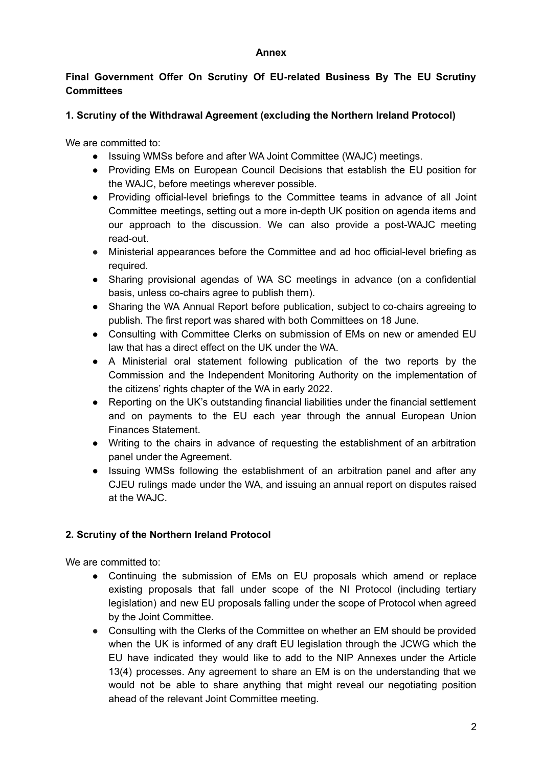**Annex**

**Final Government Offer On Scrutiny Of EU-related Business By The EU Scrutiny Committees**

**1. Scrutiny of the Withdrawal Agreement (excluding the Northern Ireland Protocol)**

We are committed to:

- Issuing WMSs before and after WA Joint Committee (WAJC) meetings.
- Providing EMs on European Council Decisions that establish the EU position for the WAJC, before meetings wherever possible.
- Providing official-level briefings to the Committee teams in advance of all Joint Committee meetings, setting out a more in-depth UK position on agenda items and our approach to the discussion. We can also provide a post-WAJC meeting read-out.
- Ministerial appearances before the Committee and ad hoc official-level briefing as required.
- Sharing provisional agendas of WA SC meetings in advance (on a confidential basis, unless co-chairs agree to publish them).
- Sharing the WA Annual Report before publication, subject to co-chairs agreeing to publish. The first report was shared with both Committees on 18 June.
- Consulting with Committee Clerks on submission of EMs on new or amended EU law that has a direct effect on the UK under the WA.
- A Ministerial oral statement following publication of the two reports by the Commission and the Independent Monitoring Authority on the implementation of the citizens' rights chapter of the WA in early 2022.
- Reporting on the UK's outstanding financial liabilities under the financial settlement and on payments to the EU each year through the annual European Union Finances Statement.
- Writing to the chairs in advance of requesting the establishment of an arbitration panel under the Agreement.
- Issuing WMSs following the establishment of an arbitration panel and after any CJEU rulings made under the WA, and issuing an annual report on disputes raised at the WAJC.

**2. Scrutiny of the Northern Ireland Protocol**

We are committed to:

- Continuing the submission of EMs on EU proposals which amend or replace existing proposals that fall under scope of the NI Protocol (including tertiary legislation) and new EU proposals falling under the scope of Protocol when agreed by the Joint Committee.
- Consulting with the Clerks of the Committee on whether an EM should be provided when the UK is informed of any draft EU legislation through the JCWG which the EU have indicated they would like to add to the NIP Annexes under the Article 13(4) processes. Any agreement to share an EM is on the understanding that we would not be able to share anything that might reveal our negotiating position ahead of the relevant Joint Committee meeting.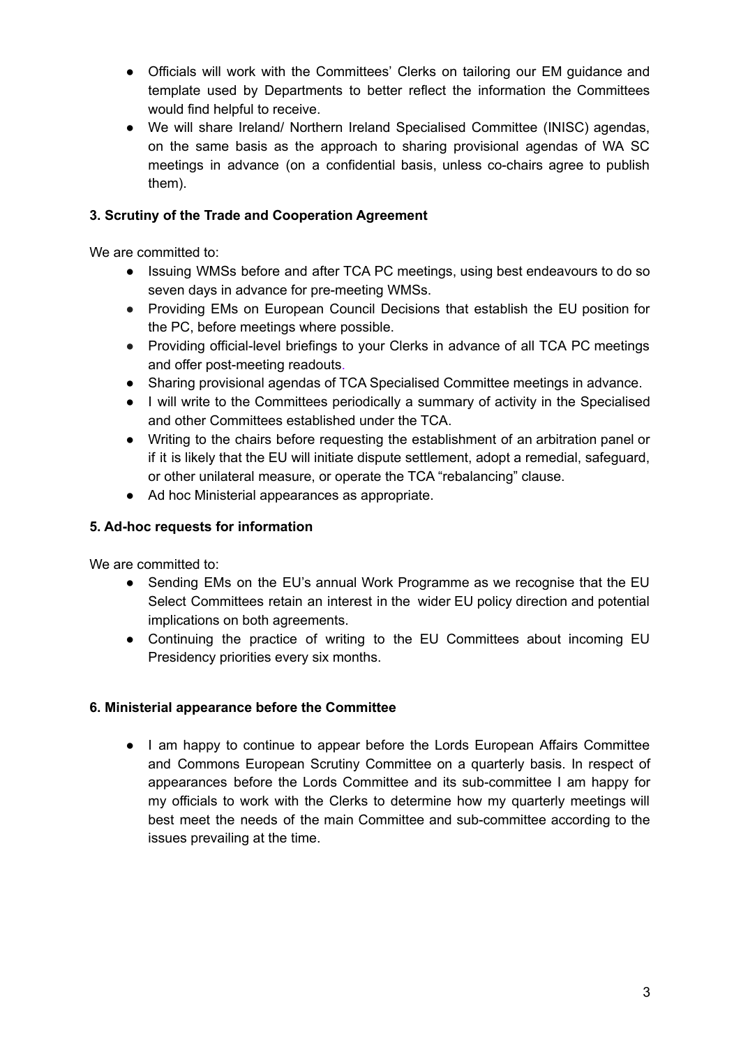- Officials will work with the Committees' Clerks on tailoring our EM guidance and template used by Departments to better reflect the information the Committees would find helpful to receive.
- We will share Ireland/ Northern Ireland Specialised Committee (INISC) agendas, on the same basis as the approach to sharing provisional agendas of WA SC meetings in advance (on a confidential basis, unless co-chairs agree to publish them).

**3. Scrutiny of the Trade and Cooperation Agreement**

We are committed to:

- Issuing WMSs before and after TCA PC meetings, using best endeavours to do so seven days in advance for pre-meeting WMSs.
- Providing EMs on European Council Decisions that establish the EU position for the PC, before meetings where possible.
- Providing official-level briefings to your Clerks in advance of all TCA PC meetings and offer post-meeting readouts.
- Sharing provisional agendas of TCA Specialised Committee meetings in advance.
- I will write to the Committees periodically a summary of activity in the Specialised and other Committees established under the TCA.
- Writing to the chairs before requesting the establishment of an arbitration panel or if it is likely that the EU will initiate dispute settlement, adopt a remedial, safeguard, or other unilateral measure, or operate the TCA "rebalancing" clause.
- Ad hoc Ministerial appearances as appropriate.

**5. Ad-hoc requests for information**

We are committed to:

- Sending EMs on the EU's annual Work Programme as we recognise that the EU Select Committees retain an interest in the wider EU policy direction and potential implications on both agreements.
- Continuing the practice of writing to the EU Committees about incoming EU Presidency priorities every six months.

**6. Ministerial appearance before the Committee**

- I am happy to continue to appear before the Lords European Affairs Committee and Commons European Scrutiny Committee on a quarterly basis. In respect of appearances before the Lords Committee and its sub-committee I am happy for my officials to work with the Clerks to determine how my quarterly meetings will best meet the needs of the main Committee and sub-committee according to the issues prevailing at the time.